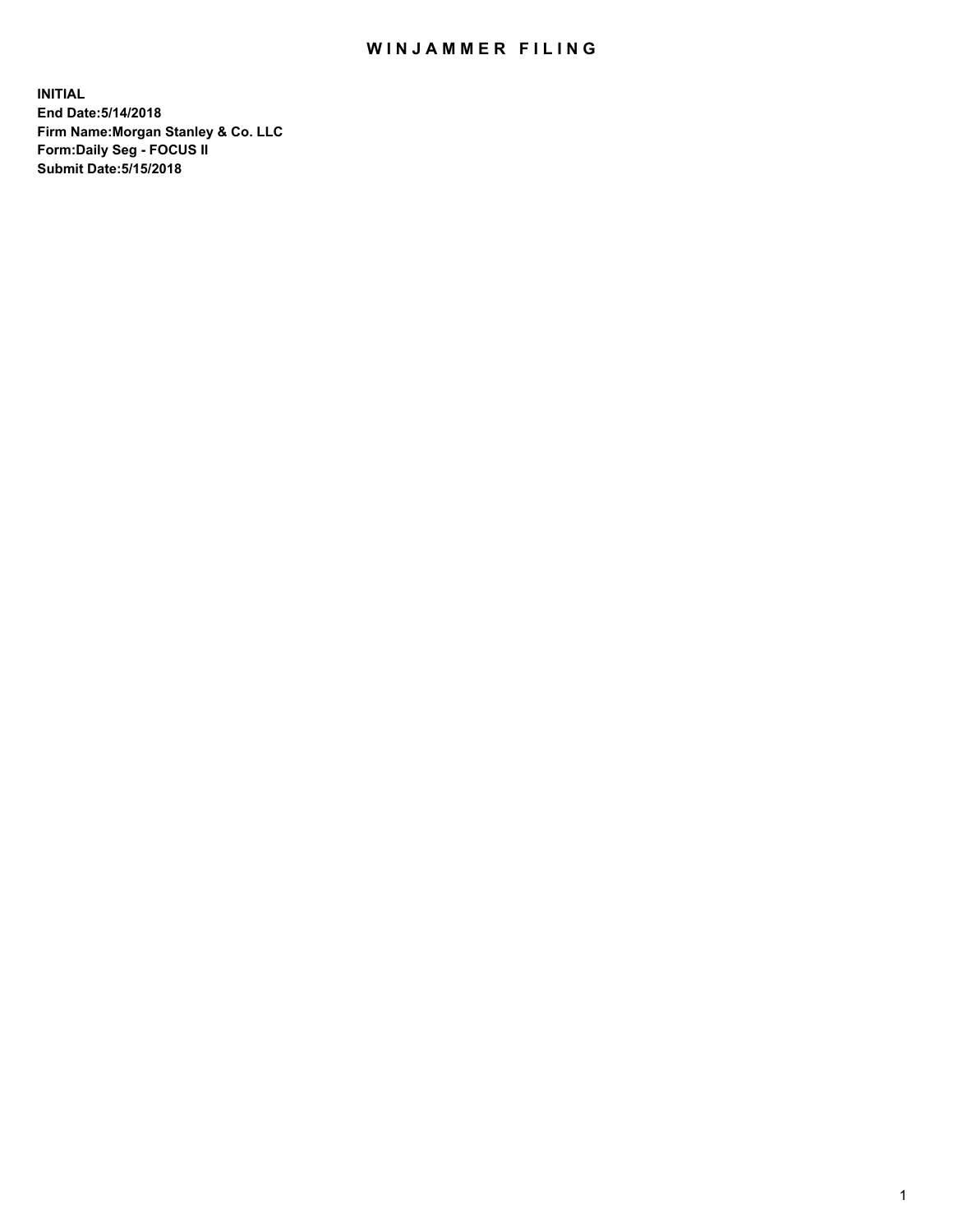# WINJAMMER FILING

**INITIAL**
**End Date:5/14/2018**
**Firm Name:Morgan Stanley & Co. LLC**
**Form:Daily Seg - FOCUS II**
**Submit Date:5/15/2018**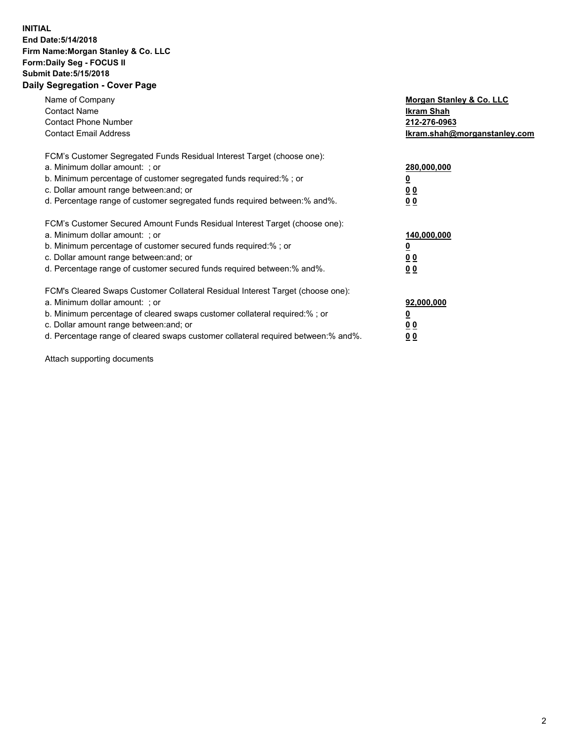**INITIAL**
**End Date:5/14/2018**
**Firm Name:Morgan Stanley & Co. LLC**
**Form:Daily Seg - FOCUS II**
**Submit Date:5/15/2018**
**Daily Segregation - Cover Page**

| | |
|---|---|
| Name of Company | **Morgan Stanley & Co. LLC** |
| Contact Name | **Ikram Shah** |
| Contact Phone Number | **212-276-0963** |
| Contact Email Address | **Ikram.shah@morganstanley.com** |

FCM's Customer Segregated Funds Residual Interest Target (choose one):

| | |
|---|---|
| a. Minimum dollar amount: ; or | **280,000,000** |
| b. Minimum percentage of customer segregated funds required:% ; or | **0** |
| c. Dollar amount range between:and; or | **0 0** |
| d. Percentage range of customer segregated funds required between:% and%. | **0 0** |

FCM's Customer Secured Amount Funds Residual Interest Target (choose one):

| | |
|---|---|
| a. Minimum dollar amount: ; or | **140,000,000** |
| b. Minimum percentage of customer secured funds required:% ; or | **0** |
| c. Dollar amount range between:and; or | **0 0** |
| d. Percentage range of customer secured funds required between:% and%. | **0 0** |

FCM's Cleared Swaps Customer Collateral Residual Interest Target (choose one):

| | |
|---|---|
| a. Minimum dollar amount: ; or | **92,000,000** |
| b. Minimum percentage of cleared swaps customer collateral required:% ; or | **0** |
| c. Dollar amount range between:and; or | **0 0** |
| d. Percentage range of cleared swaps customer collateral required between:% and%. | **0 0** |

Attach supporting documents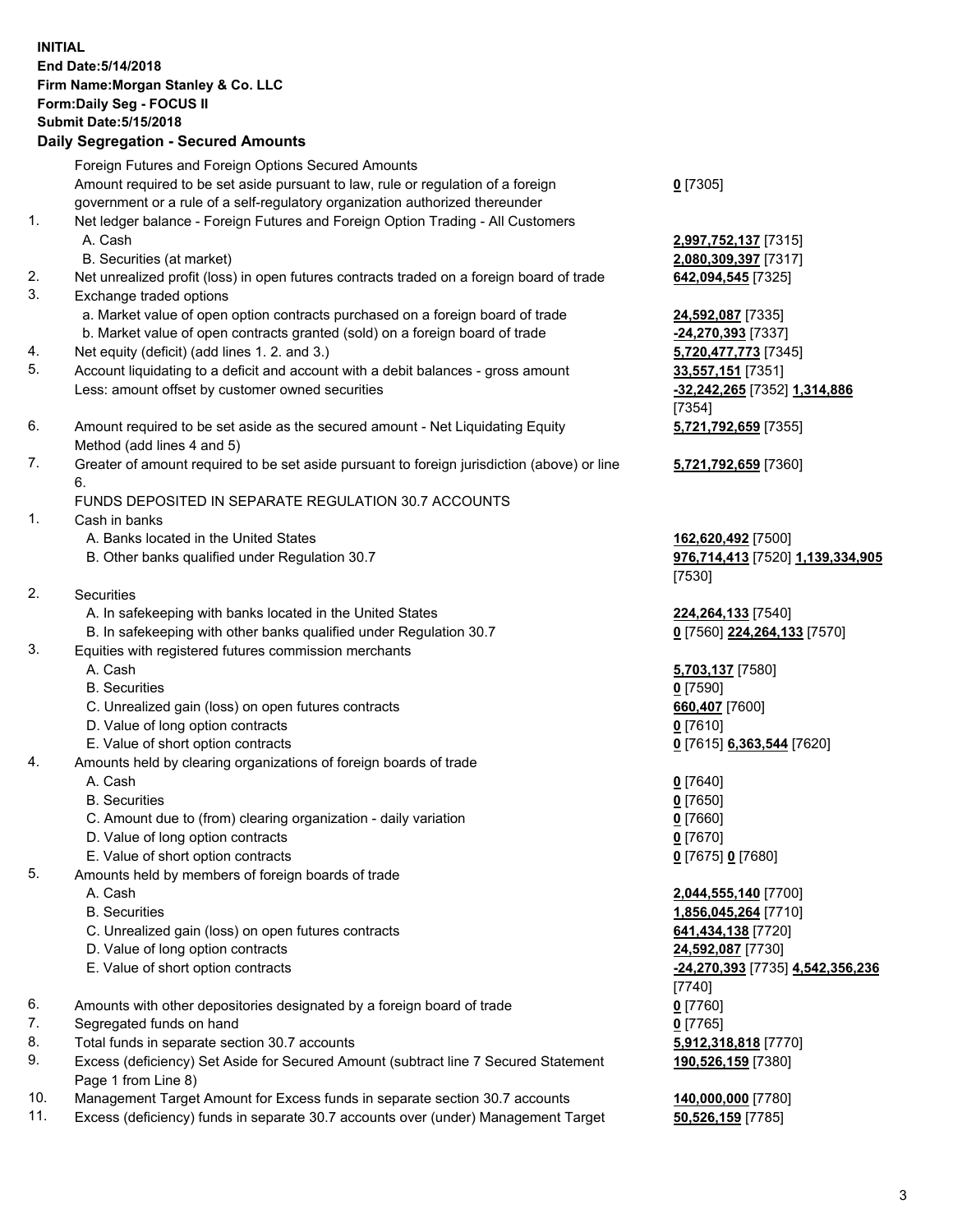**INITIAL**
**End Date:5/14/2018**
**Firm Name:Morgan Stanley & Co. LLC**
**Form:Daily Seg - FOCUS II**
**Submit Date:5/15/2018**

## Daily Segregation - Secured Amounts

| | | |
|---|---|---|
| | Foreign Futures and Foreign Options Secured Amounts | |
| | Amount required to be set aside pursuant to law, rule or regulation of a foreign government or a rule of a self-regulatory organization authorized thereunder | **0** [7305] |
| 1. | Net ledger balance - Foreign Futures and Foreign Option Trading - All Customers | |
| | A. Cash | **2,997,752,137** [7315] |
| | B. Securities (at market) | **2,080,309,397** [7317] |
| 2. | Net unrealized profit (loss) in open futures contracts traded on a foreign board of trade | **642,094,545** [7325] |
| 3. | Exchange traded options | |
| | a. Market value of open option contracts purchased on a foreign board of trade | **24,592,087** [7335] |
| | b. Market value of open contracts granted (sold) on a foreign board of trade | **-24,270,393** [7337] |
| 4. | Net equity (deficit) (add lines 1. 2. and 3.) | **5,720,477,773** [7345] |
| 5. | Account liquidating to a deficit and account with a debit balances - gross amount | **33,557,151** [7351] |
| | Less: amount offset by customer owned securities | **-32,242,265** [7352] **1,314,886** [7354] |
| 6. | Amount required to be set aside as the secured amount - Net Liquidating Equity Method (add lines 4 and 5) | **5,721,792,659** [7355] |
| 7. | Greater of amount required to be set aside pursuant to foreign jurisdiction (above) or line 6. | **5,721,792,659** [7360] |
| | FUNDS DEPOSITED IN SEPARATE REGULATION 30.7 ACCOUNTS | |
| 1. | Cash in banks | |
| | A. Banks located in the United States | **162,620,492** [7500] |
| | B. Other banks qualified under Regulation 30.7 | **976,714,413** [7520] **1,139,334,905** [7530] |
| 2. | Securities | |
| | A. In safekeeping with banks located in the United States | **224,264,133** [7540] |
| | B. In safekeeping with other banks qualified under Regulation 30.7 | **0** [7560] **224,264,133** [7570] |
| 3. | Equities with registered futures commission merchants | |
| | A. Cash | **5,703,137** [7580] |
| | B. Securities | **0** [7590] |
| | C. Unrealized gain (loss) on open futures contracts | **660,407** [7600] |
| | D. Value of long option contracts | **0** [7610] |
| | E. Value of short option contracts | **0** [7615] **6,363,544** [7620] |
| 4. | Amounts held by clearing organizations of foreign boards of trade | |
| | A. Cash | **0** [7640] |
| | B. Securities | **0** [7650] |
| | C. Amount due to (from) clearing organization - daily variation | **0** [7660] |
| | D. Value of long option contracts | **0** [7670] |
| | E. Value of short option contracts | **0** [7675] **0** [7680] |
| 5. | Amounts held by members of foreign boards of trade | |
| | A. Cash | **2,044,555,140** [7700] |
| | B. Securities | **1,856,045,264** [7710] |
| | C. Unrealized gain (loss) on open futures contracts | **641,434,138** [7720] |
| | D. Value of long option contracts | **24,592,087** [7730] |
| | E. Value of short option contracts | **-24,270,393** [7735] **4,542,356,236** [7740] |
| 6. | Amounts with other depositories designated by a foreign board of trade | **0** [7760] |
| 7. | Segregated funds on hand | **0** [7765] |
| 8. | Total funds in separate section 30.7 accounts | **5,912,318,818** [7770] |
| 9. | Excess (deficiency) Set Aside for Secured Amount (subtract line 7 Secured Statement Page 1 from Line 8) | **190,526,159** [7380] |
| 10. | Management Target Amount for Excess funds in separate section 30.7 accounts | **140,000,000** [7780] |
| 11. | Excess (deficiency) funds in separate 30.7 accounts over (under) Management Target | **50,526,159** [7785] |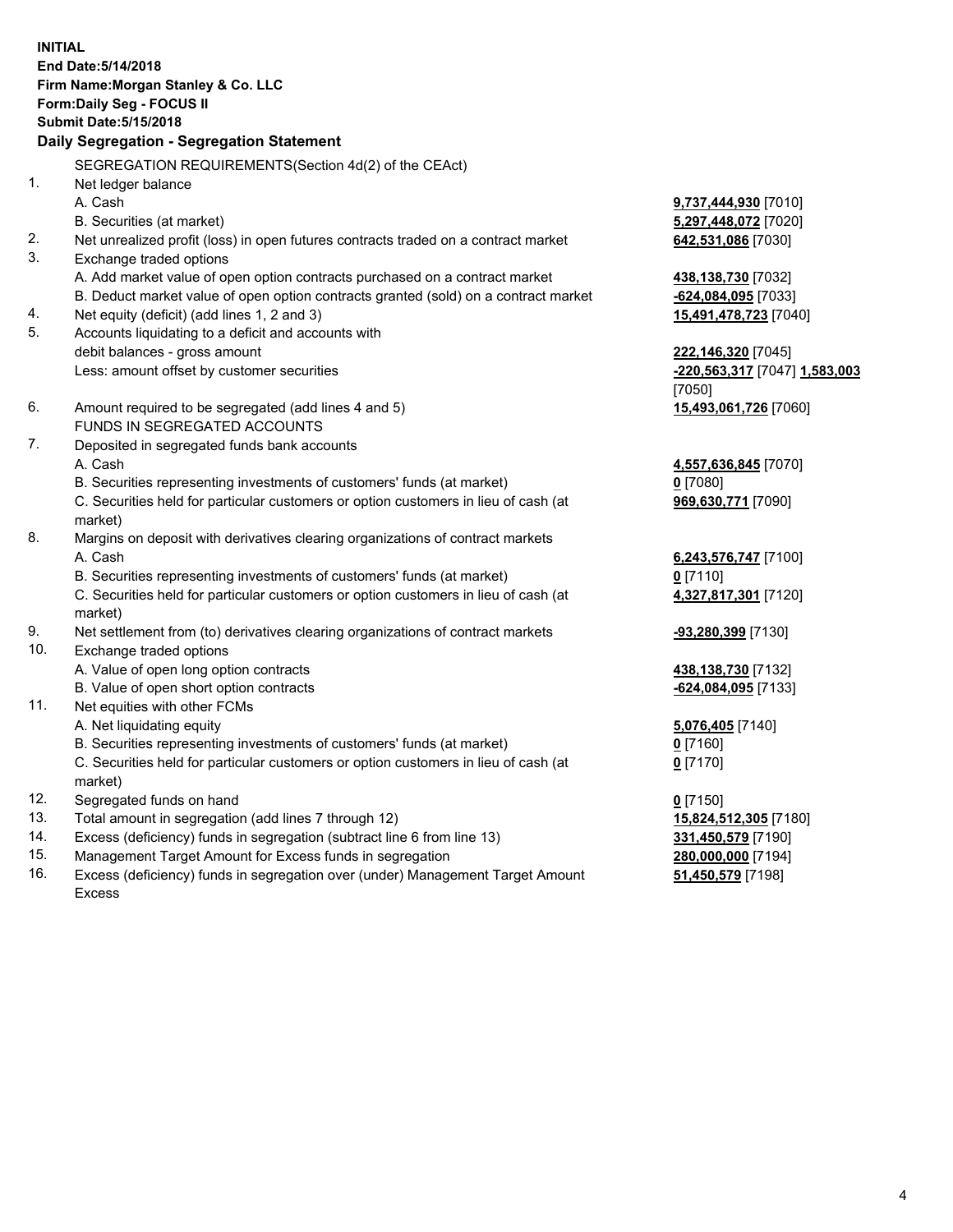**INITIAL**
**End Date:5/14/2018**
**Firm Name:Morgan Stanley & Co. LLC**
**Form:Daily Seg - FOCUS II**
**Submit Date:5/15/2018**

## Daily Segregation - Segregation Statement

SEGREGATION REQUIREMENTS(Section 4d(2) of the CEAct)

| | | |
|---|---|---|
| 1. | Net ledger balance | |
| | A. Cash | **9,737,444,930** [7010] |
| | B. Securities (at market) | **5,297,448,072** [7020] |
| 2. | Net unrealized profit (loss) in open futures contracts traded on a contract market | **642,531,086** [7030] |
| 3. | Exchange traded options | |
| | A. Add market value of open option contracts purchased on a contract market | **438,138,730** [7032] |
| | B. Deduct market value of open option contracts granted (sold) on a contract market | **-624,084,095** [7033] |
| 4. | Net equity (deficit) (add lines 1, 2 and 3) | **15,491,478,723** [7040] |
| 5. | Accounts liquidating to a deficit and accounts with debit balances - gross amount | **222,146,320** [7045] |
| | Less: amount offset by customer securities | **-220,563,317** [7047] **1,583,003** [7050] |
| 6. | Amount required to be segregated (add lines 4 and 5) | **15,493,061,726** [7060] |
| | FUNDS IN SEGREGATED ACCOUNTS | |
| 7. | Deposited in segregated funds bank accounts | |
| | A. Cash | **4,557,636,845** [7070] |
| | B. Securities representing investments of customers' funds (at market) | **0** [7080] |
| | C. Securities held for particular customers or option customers in lieu of cash (at market) | **969,630,771** [7090] |
| 8. | Margins on deposit with derivatives clearing organizations of contract markets | |
| | A. Cash | **6,243,576,747** [7100] |
| | B. Securities representing investments of customers' funds (at market) | **0** [7110] |
| | C. Securities held for particular customers or option customers in lieu of cash (at market) | **4,327,817,301** [7120] |
| 9. | Net settlement from (to) derivatives clearing organizations of contract markets | **-93,280,399** [7130] |
| 10. | Exchange traded options | |
| | A. Value of open long option contracts | **438,138,730** [7132] |
| | B. Value of open short option contracts | **-624,084,095** [7133] |
| 11. | Net equities with other FCMs | |
| | A. Net liquidating equity | **5,076,405** [7140] |
| | B. Securities representing investments of customers' funds (at market) | **0** [7160] |
| | C. Securities held for particular customers or option customers in lieu of cash (at market) | **0** [7170] |
| 12. | Segregated funds on hand | **0** [7150] |
| 13. | Total amount in segregation (add lines 7 through 12) | **15,824,512,305** [7180] |
| 14. | Excess (deficiency) funds in segregation (subtract line 6 from line 13) | **331,450,579** [7190] |
| 15. | Management Target Amount for Excess funds in segregation | **280,000,000** [7194] |
| 16. | Excess (deficiency) funds in segregation over (under) Management Target Amount Excess | **51,450,579** [7198] |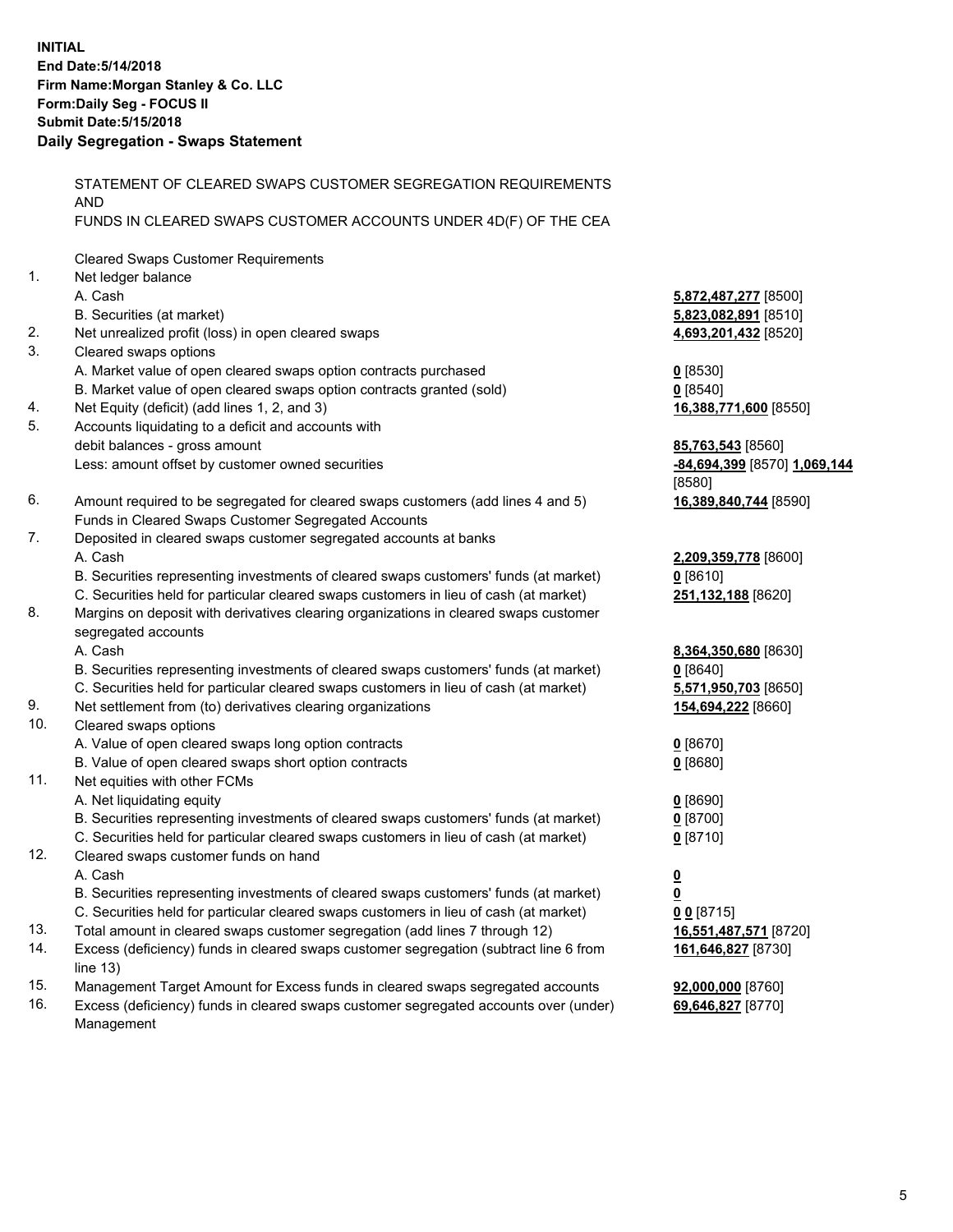**INITIAL**
**End Date:5/14/2018**
**Firm Name:Morgan Stanley & Co. LLC**
**Form:Daily Seg - FOCUS II**
**Submit Date:5/15/2018**
**Daily Segregation - Swaps Statement**

STATEMENT OF CLEARED SWAPS CUSTOMER SEGREGATION REQUIREMENTS AND FUNDS IN CLEARED SWAPS CUSTOMER ACCOUNTS UNDER 4D(F) OF THE CEA

| | | |
|---|---|---|
| | Cleared Swaps Customer Requirements | |
| 1. | Net ledger balance | |
| | A. Cash | **5,872,487,277** [8500] |
| | B. Securities (at market) | **5,823,082,891** [8510] |
| 2. | Net unrealized profit (loss) in open cleared swaps | **4,693,201,432** [8520] |
| 3. | Cleared swaps options | |
| | A. Market value of open cleared swaps option contracts purchased | **0** [8530] |
| | B. Market value of open cleared swaps option contracts granted (sold) | **0** [8540] |
| 4. | Net Equity (deficit) (add lines 1, 2, and 3) | **16,388,771,600** [8550] |
| 5. | Accounts liquidating to a deficit and accounts with debit balances - gross amount | **85,763,543** [8560] |
| | Less: amount offset by customer owned securities | **-84,694,399** [8570] **1,069,144** [8580] |
| 6. | Amount required to be segregated for cleared swaps customers (add lines 4 and 5) | **16,389,840,744** [8590] |
| | Funds in Cleared Swaps Customer Segregated Accounts | |
| 7. | Deposited in cleared swaps customer segregated accounts at banks | |
| | A. Cash | **2,209,359,778** [8600] |
| | B. Securities representing investments of cleared swaps customers' funds (at market) | **0** [8610] |
| | C. Securities held for particular cleared swaps customers in lieu of cash (at market) | **251,132,188** [8620] |
| 8. | Margins on deposit with derivatives clearing organizations in cleared swaps customer segregated accounts | |
| | A. Cash | **8,364,350,680** [8630] |
| | B. Securities representing investments of cleared swaps customers' funds (at market) | **0** [8640] |
| | C. Securities held for particular cleared swaps customers in lieu of cash (at market) | **5,571,950,703** [8650] |
| 9. | Net settlement from (to) derivatives clearing organizations | **154,694,222** [8660] |
| 10. | Cleared swaps options | |
| | A. Value of open cleared swaps long option contracts | **0** [8670] |
| | B. Value of open cleared swaps short option contracts | **0** [8680] |
| 11. | Net equities with other FCMs | |
| | A. Net liquidating equity | **0** [8690] |
| | B. Securities representing investments of cleared swaps customers' funds (at market) | **0** [8700] |
| | C. Securities held for particular cleared swaps customers in lieu of cash (at market) | **0** [8710] |
| 12. | Cleared swaps customer funds on hand | |
| | A. Cash | **0** |
| | B. Securities representing investments of cleared swaps customers' funds (at market) | **0** |
| | C. Securities held for particular cleared swaps customers in lieu of cash (at market) | **0** **0** [8715] |
| 13. | Total amount in cleared swaps customer segregation (add lines 7 through 12) | **16,551,487,571** [8720] |
| 14. | Excess (deficiency) funds in cleared swaps customer segregation (subtract line 6 from line 13) | **161,646,827** [8730] |
| 15. | Management Target Amount for Excess funds in cleared swaps segregated accounts | **92,000,000** [8760] |
| 16. | Excess (deficiency) funds in cleared swaps customer segregated accounts over (under) Management | **69,646,827** [8770] |